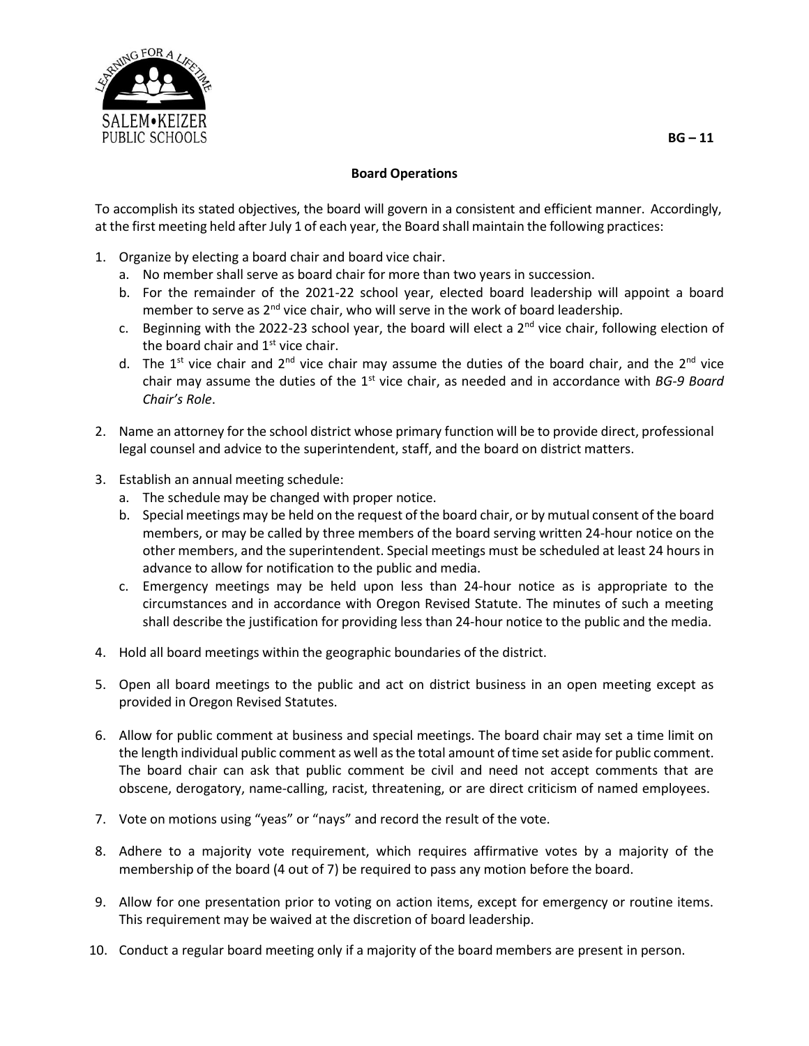BG – 11

## Board Operations

To accomplish its stated objectives, the board will govern in a consistent and efficient manner. Accordingly, at the first meeting held after July 1 of each year, the Board shall maintain the following practices:

1. Organize by electing a board chair and board vice chair.
   a. No member shall serve as board chair for more than two years in succession.
   b. For the remainder of the 2021-22 school year, elected board leadership will appoint a board member to serve as 2nd vice chair, who will serve in the work of board leadership.
   c. Beginning with the 2022-23 school year, the board will elect a 2nd vice chair, following election of the board chair and 1st vice chair.
   d. The 1st vice chair and 2nd vice chair may assume the duties of the board chair, and the 2nd vice chair may assume the duties of the 1st vice chair, as needed and in accordance with *BG-9 Board Chair's Role*.

2. Name an attorney for the school district whose primary function will be to provide direct, professional legal counsel and advice to the superintendent, staff, and the board on district matters.

3. Establish an annual meeting schedule:
   a. The schedule may be changed with proper notice.
   b. Special meetings may be held on the request of the board chair, or by mutual consent of the board members, or may be called by three members of the board serving written 24-hour notice on the other members, and the superintendent. Special meetings must be scheduled at least 24 hours in advance to allow for notification to the public and media.
   c. Emergency meetings may be held upon less than 24-hour notice as is appropriate to the circumstances and in accordance with Oregon Revised Statute. The minutes of such a meeting shall describe the justification for providing less than 24-hour notice to the public and the media.

4. Hold all board meetings within the geographic boundaries of the district.

5. Open all board meetings to the public and act on district business in an open meeting except as provided in Oregon Revised Statutes.

6. Allow for public comment at business and special meetings. The board chair may set a time limit on the length individual public comment as well as the total amount of time set aside for public comment. The board chair can ask that public comment be civil and need not accept comments that are obscene, derogatory, name-calling, racist, threatening, or are direct criticism of named employees.

7. Vote on motions using "yeas" or "nays" and record the result of the vote.

8. Adhere to a majority vote requirement, which requires affirmative votes by a majority of the membership of the board (4 out of 7) be required to pass any motion before the board.

9. Allow for one presentation prior to voting on action items, except for emergency or routine items. This requirement may be waived at the discretion of board leadership.

10. Conduct a regular board meeting only if a majority of the board members are present in person.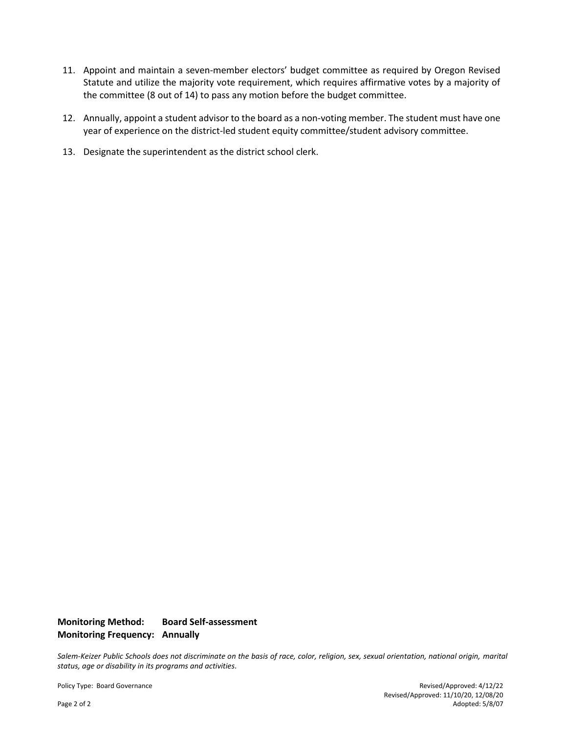11. Appoint and maintain a seven-member electors' budget committee as required by Oregon Revised Statute and utilize the majority vote requirement, which requires affirmative votes by a majority of the committee (8 out of 14) to pass any motion before the budget committee.
12. Annually, appoint a student advisor to the board as a non-voting member. The student must have one year of experience on the district-led student equity committee/student advisory committee.
13. Designate the superintendent as the district school clerk.

**Monitoring Method: Board Self-assessment**
**Monitoring Frequency: Annually**

*Salem-Keizer Public Schools does not discriminate on the basis of race, color, religion, sex, sexual orientation, national origin, marital status, age or disability in its programs and activities.*

Policy Type: Board Governance

Revised/Approved: 4/12/22
Revised/Approved: 11/10/20, 12/08/20
Adopted: 5/8/07